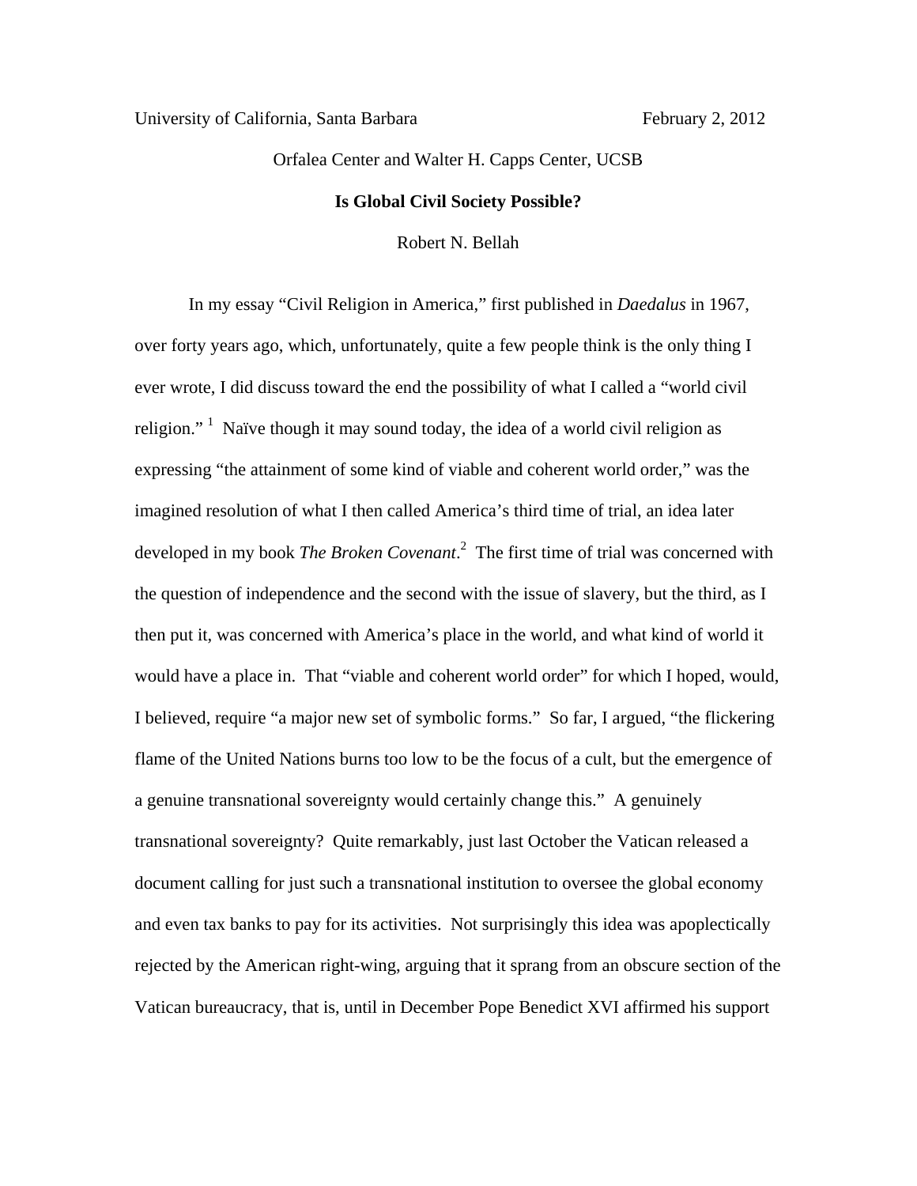University of California, Santa Barbara February 2, 2012

Orfalea Center and Walter H. Capps Center, UCSB

# Is Global Civil Society Possible?

Robert N. Bellah

In my essay "Civil Religion in America," first published in *Daedalus* in 1967, over forty years ago, which, unfortunately, quite a few people think is the only thing I ever wrote, I did discuss toward the end the possibility of what I called a "world civil religion." [1] Naïve though it may sound today, the idea of a world civil religion as expressing "the attainment of some kind of viable and coherent world order," was the imagined resolution of what I then called America's third time of trial, an idea later developed in my book *The Broken Covenant*.[2] The first time of trial was concerned with the question of independence and the second with the issue of slavery, but the third, as I then put it, was concerned with America's place in the world, and what kind of world it would have a place in. That "viable and coherent world order" for which I hoped, would, I believed, require "a major new set of symbolic forms." So far, I argued, "the flickering flame of the United Nations burns too low to be the focus of a cult, but the emergence of a genuine transnational sovereignty would certainly change this." A genuinely transnational sovereignty? Quite remarkably, just last October the Vatican released a document calling for just such a transnational institution to oversee the global economy and even tax banks to pay for its activities. Not surprisingly this idea was apoplectically rejected by the American right-wing, arguing that it sprang from an obscure section of the Vatican bureaucracy, that is, until in December Pope Benedict XVI affirmed his support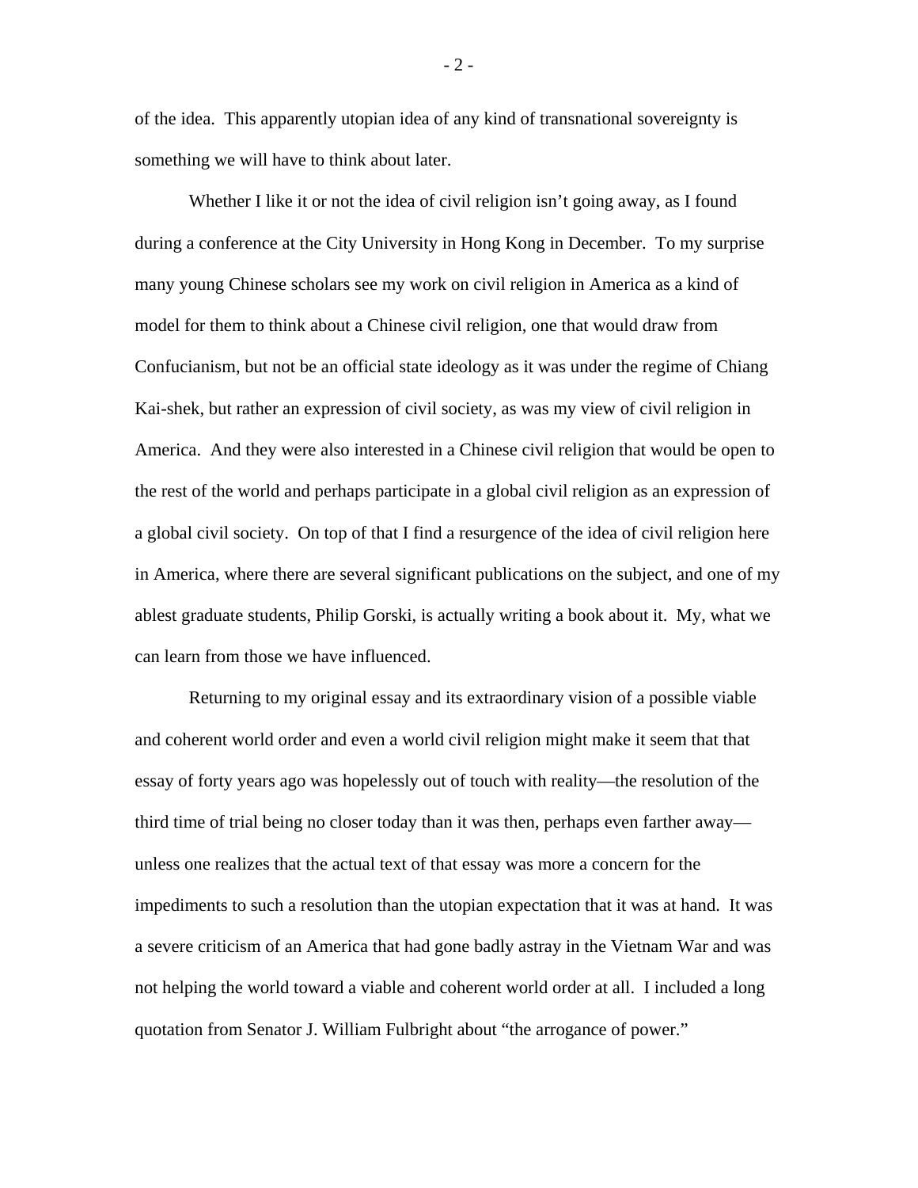of the idea. This apparently utopian idea of any kind of transnational sovereignty is something we will have to think about later.

Whether I like it or not the idea of civil religion isn't going away, as I found during a conference at the City University in Hong Kong in December. To my surprise many young Chinese scholars see my work on civil religion in America as a kind of model for them to think about a Chinese civil religion, one that would draw from Confucianism, but not be an official state ideology as it was under the regime of Chiang Kai-shek, but rather an expression of civil society, as was my view of civil religion in America. And they were also interested in a Chinese civil religion that would be open to the rest of the world and perhaps participate in a global civil religion as an expression of a global civil society. On top of that I find a resurgence of the idea of civil religion here in America, where there are several significant publications on the subject, and one of my ablest graduate students, Philip Gorski, is actually writing a book about it. My, what we can learn from those we have influenced.

Returning to my original essay and its extraordinary vision of a possible viable and coherent world order and even a world civil religion might make it seem that that essay of forty years ago was hopelessly out of touch with reality—the resolution of the third time of trial being no closer today than it was then, perhaps even farther away—unless one realizes that the actual text of that essay was more a concern for the impediments to such a resolution than the utopian expectation that it was at hand. It was a severe criticism of an America that had gone badly astray in the Vietnam War and was not helping the world toward a viable and coherent world order at all. I included a long quotation from Senator J. William Fulbright about "the arrogance of power."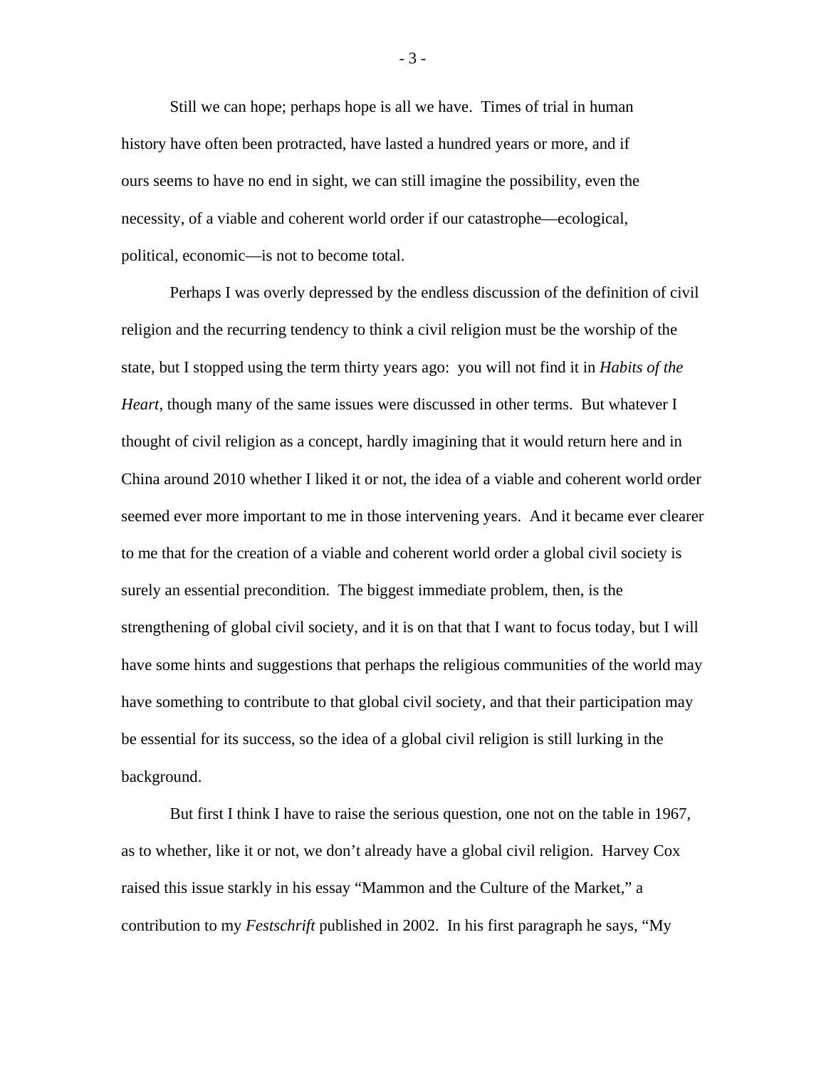Still we can hope; perhaps hope is all we have. Times of trial in human history have often been protracted, have lasted a hundred years or more, and if ours seems to have no end in sight, we can still imagine the possibility, even the necessity, of a viable and coherent world order if our catastrophe—ecological, political, economic—is not to become total.

Perhaps I was overly depressed by the endless discussion of the definition of civil religion and the recurring tendency to think a civil religion must be the worship of the state, but I stopped using the term thirty years ago: you will not find it in *Habits of the Heart*, though many of the same issues were discussed in other terms. But whatever I thought of civil religion as a concept, hardly imagining that it would return here and in China around 2010 whether I liked it or not, the idea of a viable and coherent world order seemed ever more important to me in those intervening years. And it became ever clearer to me that for the creation of a viable and coherent world order a global civil society is surely an essential precondition. The biggest immediate problem, then, is the strengthening of global civil society, and it is on that that I want to focus today, but I will have some hints and suggestions that perhaps the religious communities of the world may have something to contribute to that global civil society, and that their participation may be essential for its success, so the idea of a global civil religion is still lurking in the background.

But first I think I have to raise the serious question, one not on the table in 1967, as to whether, like it or not, we don't already have a global civil religion. Harvey Cox raised this issue starkly in his essay "Mammon and the Culture of the Market," a contribution to my *Festschrift* published in 2002. In his first paragraph he says, "My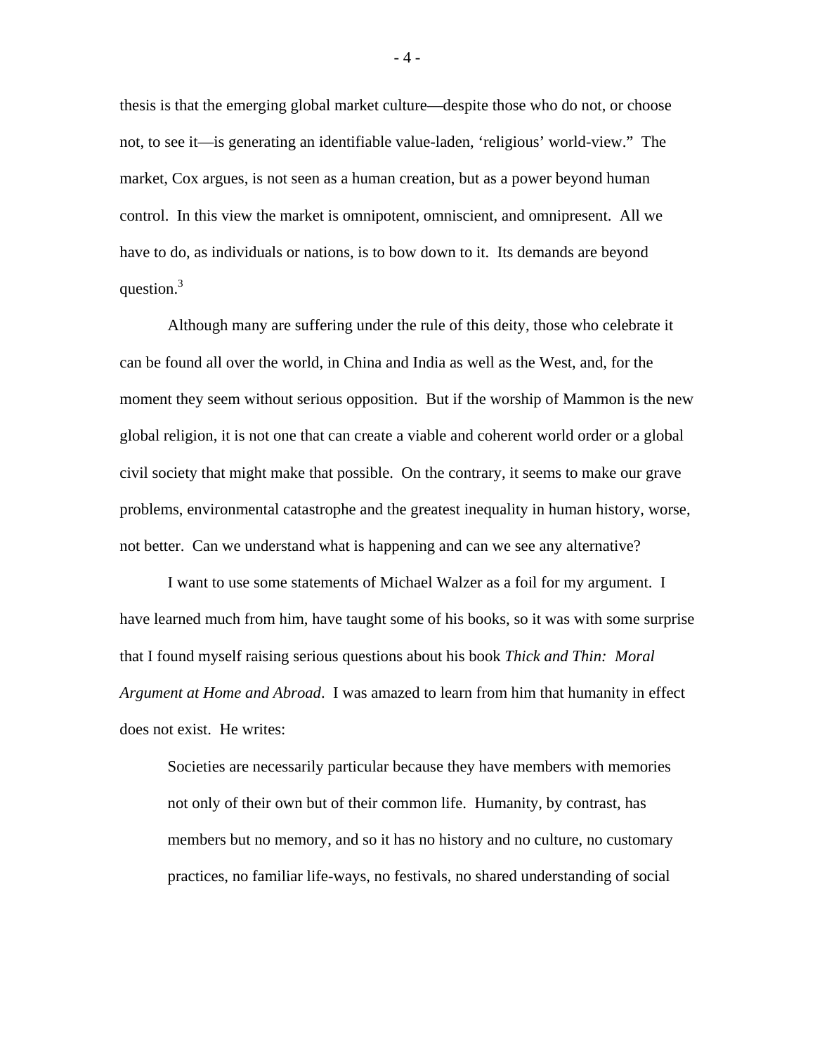thesis is that the emerging global market culture—despite those who do not, or choose not, to see it—is generating an identifiable value-laden, 'religious' world-view." The market, Cox argues, is not seen as a human creation, but as a power beyond human control. In this view the market is omnipotent, omniscient, and omnipresent. All we have to do, as individuals or nations, is to bow down to it. Its demands are beyond question.[3]

Although many are suffering under the rule of this deity, those who celebrate it can be found all over the world, in China and India as well as the West, and, for the moment they seem without serious opposition. But if the worship of Mammon is the new global religion, it is not one that can create a viable and coherent world order or a global civil society that might make that possible. On the contrary, it seems to make our grave problems, environmental catastrophe and the greatest inequality in human history, worse, not better. Can we understand what is happening and can we see any alternative?

I want to use some statements of Michael Walzer as a foil for my argument. I have learned much from him, have taught some of his books, so it was with some surprise that I found myself raising serious questions about his book *Thick and Thin: Moral Argument at Home and Abroad*. I was amazed to learn from him that humanity in effect does not exist. He writes:

> Societies are necessarily particular because they have members with memories not only of their own but of their common life. Humanity, by contrast, has members but no memory, and so it has no history and no culture, no customary practices, no familiar life-ways, no festivals, no shared understanding of social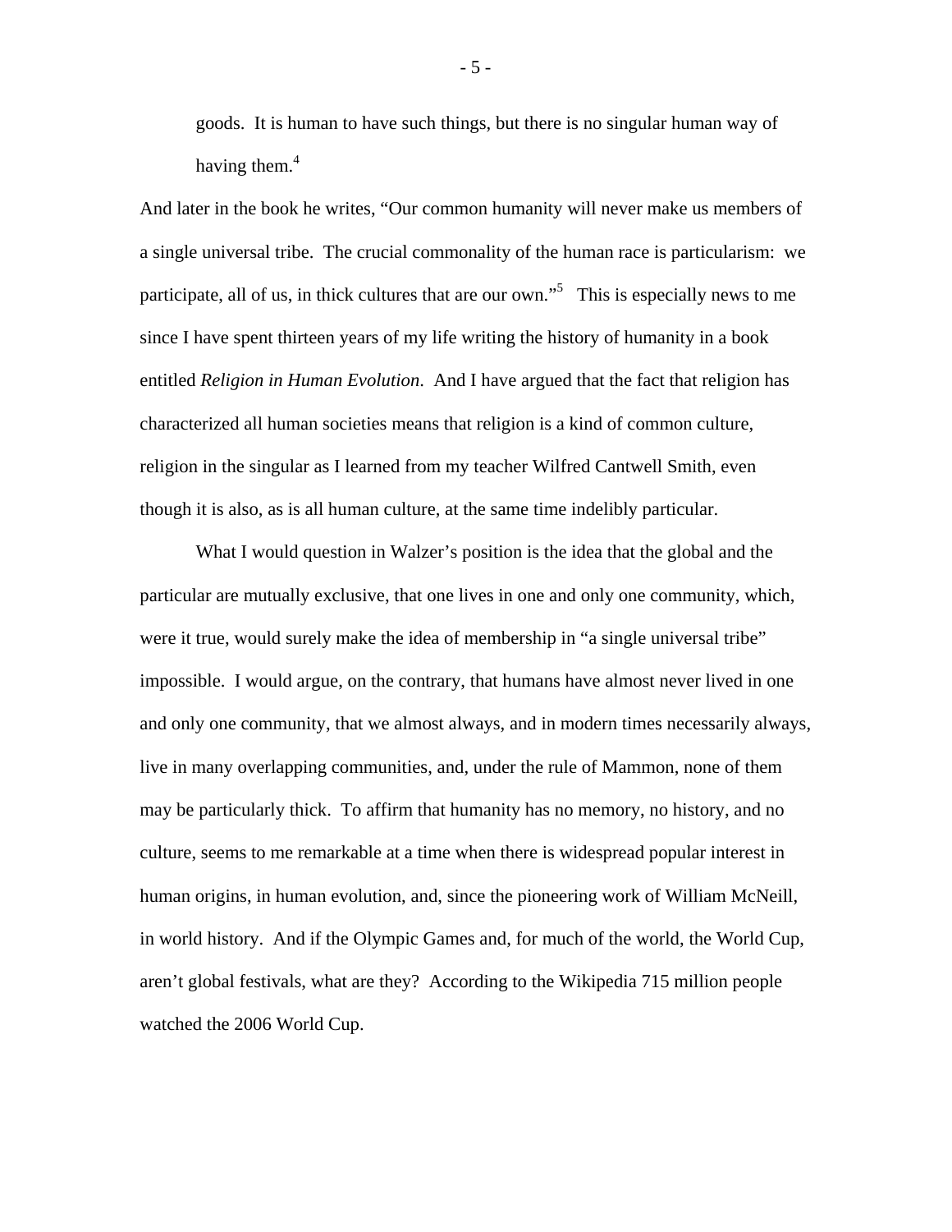> goods. It is human to have such things, but there is no singular human way of having them.[4]

And later in the book he writes, "Our common humanity will never make us members of a single universal tribe. The crucial commonality of the human race is particularism: we participate, all of us, in thick cultures that are our own."[5] This is especially news to me since I have spent thirteen years of my life writing the history of humanity in a book entitled *Religion in Human Evolution*. And I have argued that the fact that religion has characterized all human societies means that religion is a kind of common culture, religion in the singular as I learned from my teacher Wilfred Cantwell Smith, even though it is also, as is all human culture, at the same time indelibly particular.

What I would question in Walzer's position is the idea that the global and the particular are mutually exclusive, that one lives in one and only one community, which, were it true, would surely make the idea of membership in "a single universal tribe" impossible. I would argue, on the contrary, that humans have almost never lived in one and only one community, that we almost always, and in modern times necessarily always, live in many overlapping communities, and, under the rule of Mammon, none of them may be particularly thick. To affirm that humanity has no memory, no history, and no culture, seems to me remarkable at a time when there is widespread popular interest in human origins, in human evolution, and, since the pioneering work of William McNeill, in world history. And if the Olympic Games and, for much of the world, the World Cup, aren't global festivals, what are they? According to the Wikipedia 715 million people watched the 2006 World Cup.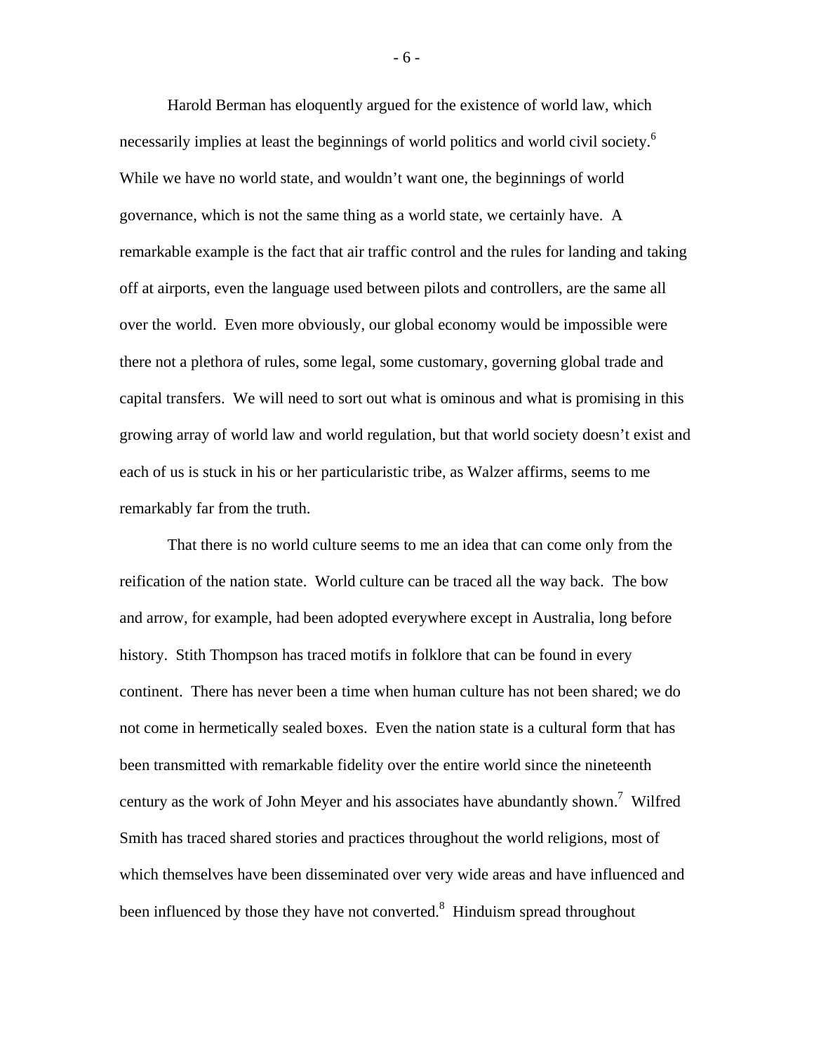Harold Berman has eloquently argued for the existence of world law, which necessarily implies at least the beginnings of world politics and world civil society.[6] While we have no world state, and wouldn't want one, the beginnings of world governance, which is not the same thing as a world state, we certainly have. A remarkable example is the fact that air traffic control and the rules for landing and taking off at airports, even the language used between pilots and controllers, are the same all over the world. Even more obviously, our global economy would be impossible were there not a plethora of rules, some legal, some customary, governing global trade and capital transfers. We will need to sort out what is ominous and what is promising in this growing array of world law and world regulation, but that world society doesn't exist and each of us is stuck in his or her particularistic tribe, as Walzer affirms, seems to me remarkably far from the truth.

That there is no world culture seems to me an idea that can come only from the reification of the nation state. World culture can be traced all the way back. The bow and arrow, for example, had been adopted everywhere except in Australia, long before history. Stith Thompson has traced motifs in folklore that can be found in every continent. There has never been a time when human culture has not been shared; we do not come in hermetically sealed boxes. Even the nation state is a cultural form that has been transmitted with remarkable fidelity over the entire world since the nineteenth century as the work of John Meyer and his associates have abundantly shown.[7] Wilfred Smith has traced shared stories and practices throughout the world religions, most of which themselves have been disseminated over very wide areas and have influenced and been influenced by those they have not converted.[8] Hinduism spread throughout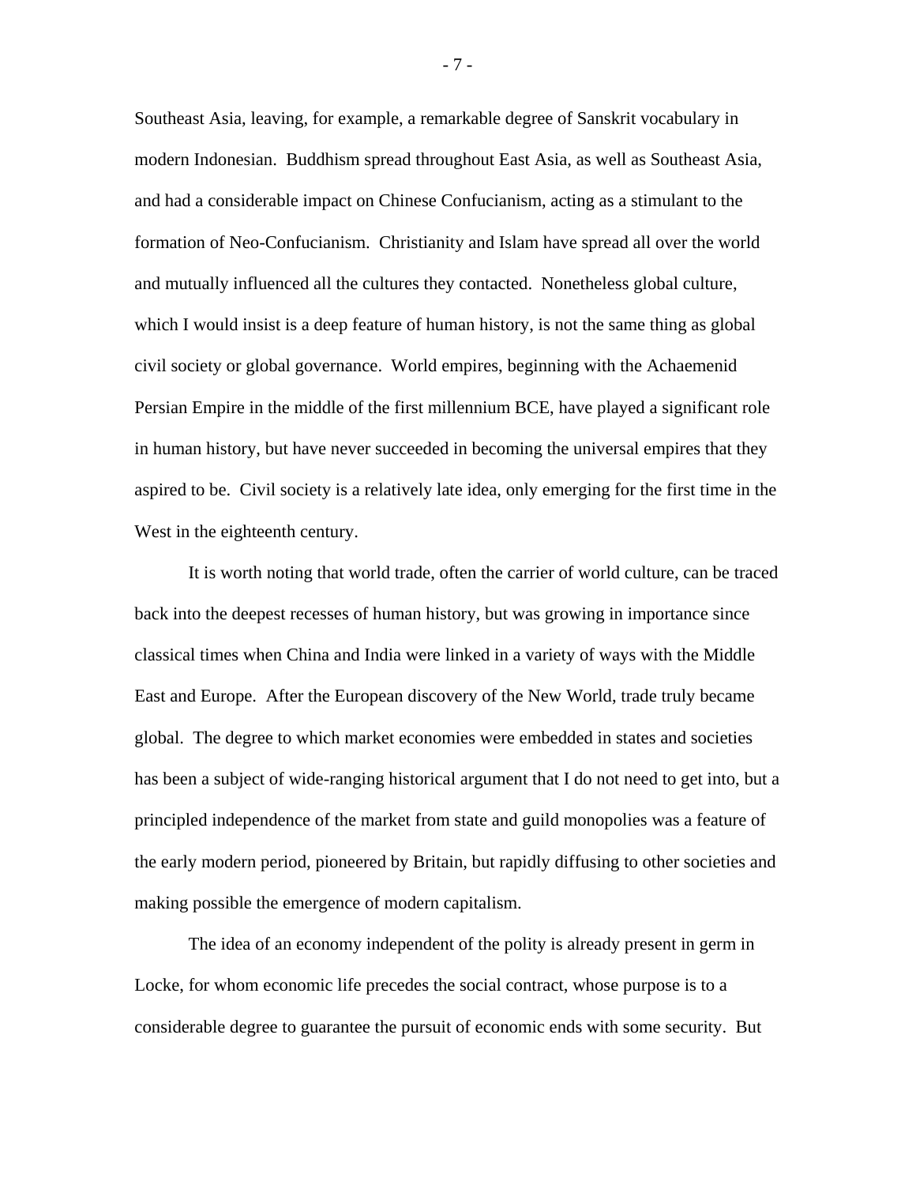Southeast Asia, leaving, for example, a remarkable degree of Sanskrit vocabulary in modern Indonesian. Buddhism spread throughout East Asia, as well as Southeast Asia, and had a considerable impact on Chinese Confucianism, acting as a stimulant to the formation of Neo-Confucianism. Christianity and Islam have spread all over the world and mutually influenced all the cultures they contacted. Nonetheless global culture, which I would insist is a deep feature of human history, is not the same thing as global civil society or global governance. World empires, beginning with the Achaemenid Persian Empire in the middle of the first millennium BCE, have played a significant role in human history, but have never succeeded in becoming the universal empires that they aspired to be. Civil society is a relatively late idea, only emerging for the first time in the West in the eighteenth century.

It is worth noting that world trade, often the carrier of world culture, can be traced back into the deepest recesses of human history, but was growing in importance since classical times when China and India were linked in a variety of ways with the Middle East and Europe. After the European discovery of the New World, trade truly became global. The degree to which market economies were embedded in states and societies has been a subject of wide-ranging historical argument that I do not need to get into, but a principled independence of the market from state and guild monopolies was a feature of the early modern period, pioneered by Britain, but rapidly diffusing to other societies and making possible the emergence of modern capitalism.

The idea of an economy independent of the polity is already present in germ in Locke, for whom economic life precedes the social contract, whose purpose is to a considerable degree to guarantee the pursuit of economic ends with some security. But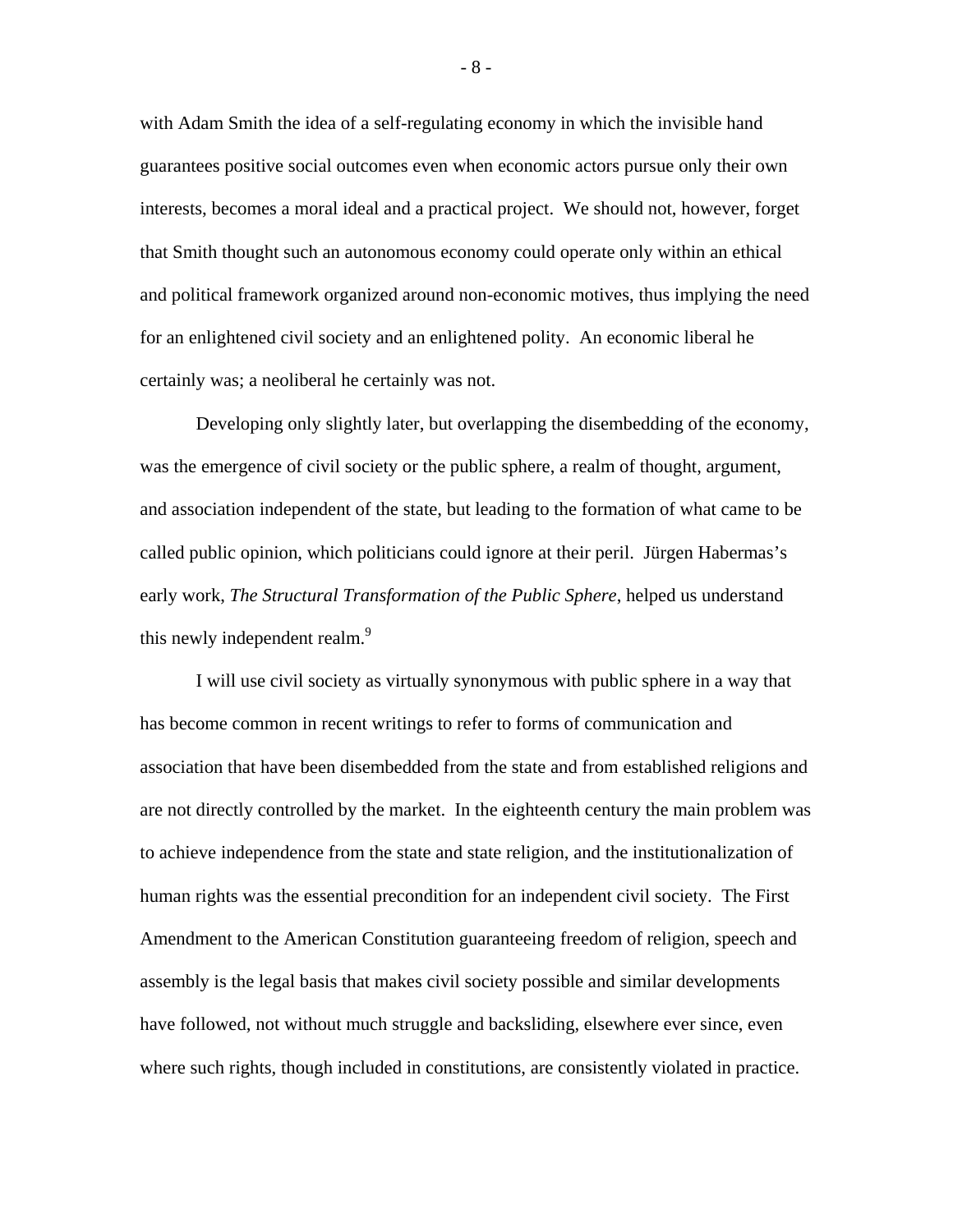with Adam Smith the idea of a self-regulating economy in which the invisible hand guarantees positive social outcomes even when economic actors pursue only their own interests, becomes a moral ideal and a practical project. We should not, however, forget that Smith thought such an autonomous economy could operate only within an ethical and political framework organized around non-economic motives, thus implying the need for an enlightened civil society and an enlightened polity. An economic liberal he certainly was; a neoliberal he certainly was not.

Developing only slightly later, but overlapping the disembedding of the economy, was the emergence of civil society or the public sphere, a realm of thought, argument, and association independent of the state, but leading to the formation of what came to be called public opinion, which politicians could ignore at their peril. Jürgen Habermas's early work, *The Structural Transformation of the Public Sphere*, helped us understand this newly independent realm.[9]

I will use civil society as virtually synonymous with public sphere in a way that has become common in recent writings to refer to forms of communication and association that have been disembedded from the state and from established religions and are not directly controlled by the market. In the eighteenth century the main problem was to achieve independence from the state and state religion, and the institutionalization of human rights was the essential precondition for an independent civil society. The First Amendment to the American Constitution guaranteeing freedom of religion, speech and assembly is the legal basis that makes civil society possible and similar developments have followed, not without much struggle and backsliding, elsewhere ever since, even where such rights, though included in constitutions, are consistently violated in practice.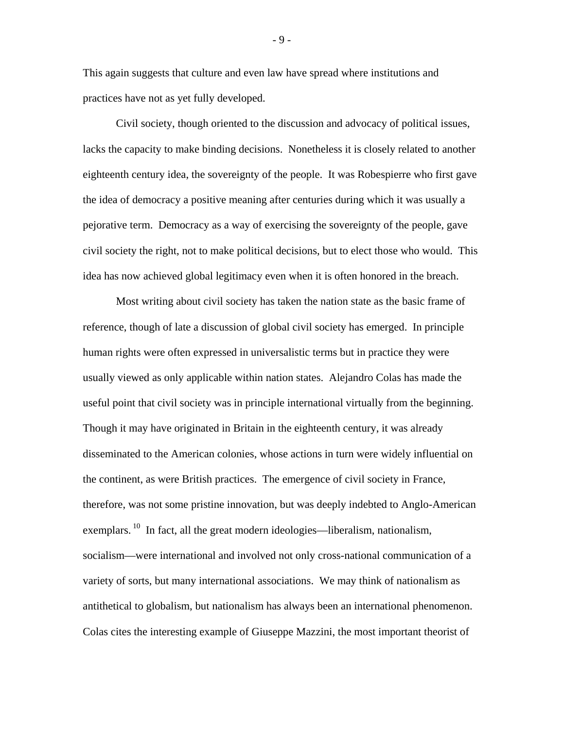This again suggests that culture and even law have spread where institutions and practices have not as yet fully developed.

Civil society, though oriented to the discussion and advocacy of political issues, lacks the capacity to make binding decisions. Nonetheless it is closely related to another eighteenth century idea, the sovereignty of the people. It was Robespierre who first gave the idea of democracy a positive meaning after centuries during which it was usually a pejorative term. Democracy as a way of exercising the sovereignty of the people, gave civil society the right, not to make political decisions, but to elect those who would. This idea has now achieved global legitimacy even when it is often honored in the breach.

Most writing about civil society has taken the nation state as the basic frame of reference, though of late a discussion of global civil society has emerged. In principle human rights were often expressed in universalistic terms but in practice they were usually viewed as only applicable within nation states. Alejandro Colas has made the useful point that civil society was in principle international virtually from the beginning. Though it may have originated in Britain in the eighteenth century, it was already disseminated to the American colonies, whose actions in turn were widely influential on the continent, as were British practices. The emergence of civil society in France, therefore, was not some pristine innovation, but was deeply indebted to Anglo-American exemplars.[10] In fact, all the great modern ideologies—liberalism, nationalism, socialism—were international and involved not only cross-national communication of a variety of sorts, but many international associations. We may think of nationalism as antithetical to globalism, but nationalism has always been an international phenomenon. Colas cites the interesting example of Giuseppe Mazzini, the most important theorist of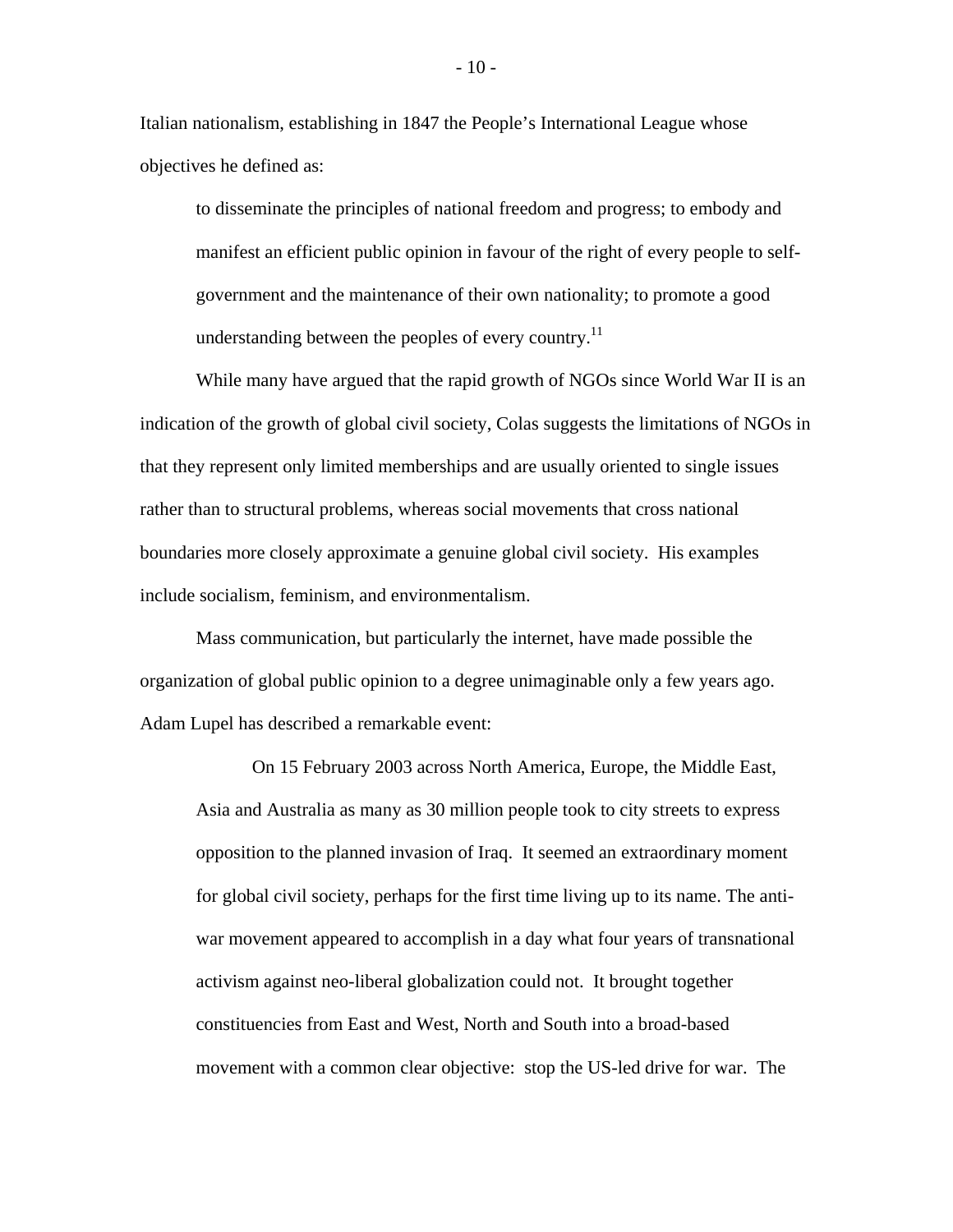Italian nationalism, establishing in 1847 the People's International League whose objectives he defined as:

> to disseminate the principles of national freedom and progress; to embody and manifest an efficient public opinion in favour of the right of every people to self-government and the maintenance of their own nationality; to promote a good understanding between the peoples of every country.[11]

While many have argued that the rapid growth of NGOs since World War II is an indication of the growth of global civil society, Colas suggests the limitations of NGOs in that they represent only limited memberships and are usually oriented to single issues rather than to structural problems, whereas social movements that cross national boundaries more closely approximate a genuine global civil society. His examples include socialism, feminism, and environmentalism.

Mass communication, but particularly the internet, have made possible the organization of global public opinion to a degree unimaginable only a few years ago. Adam Lupel has described a remarkable event:

> On 15 February 2003 across North America, Europe, the Middle East, Asia and Australia as many as 30 million people took to city streets to express opposition to the planned invasion of Iraq. It seemed an extraordinary moment for global civil society, perhaps for the first time living up to its name. The anti-war movement appeared to accomplish in a day what four years of transnational activism against neo-liberal globalization could not. It brought together constituencies from East and West, North and South into a broad-based movement with a common clear objective: stop the US-led drive for war. The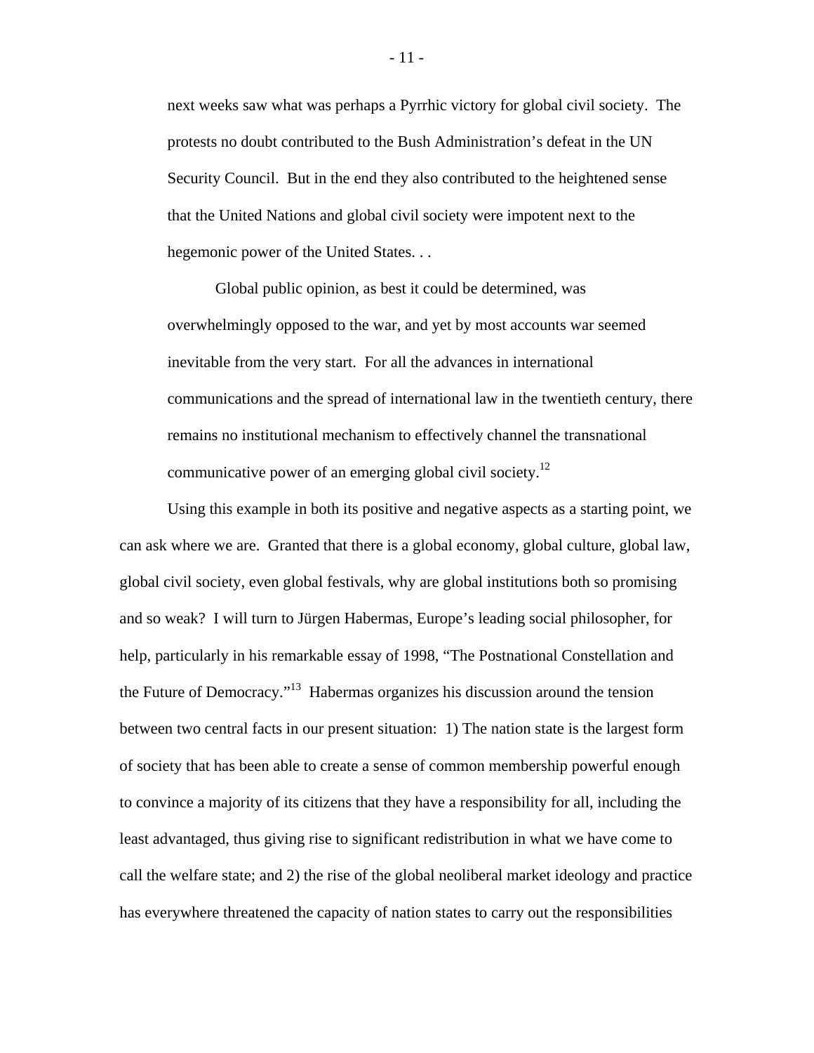next weeks saw what was perhaps a Pyrrhic victory for global civil society. The protests no doubt contributed to the Bush Administration's defeat in the UN Security Council. But in the end they also contributed to the heightened sense that the United Nations and global civil society were impotent next to the hegemonic power of the United States. . .

> Global public opinion, as best it could be determined, was overwhelmingly opposed to the war, and yet by most accounts war seemed inevitable from the very start. For all the advances in international communications and the spread of international law in the twentieth century, there remains no institutional mechanism to effectively channel the transnational communicative power of an emerging global civil society.[12]

Using this example in both its positive and negative aspects as a starting point, we can ask where we are. Granted that there is a global economy, global culture, global law, global civil society, even global festivals, why are global institutions both so promising and so weak? I will turn to Jürgen Habermas, Europe's leading social philosopher, for help, particularly in his remarkable essay of 1998, "The Postnational Constellation and the Future of Democracy."[13] Habermas organizes his discussion around the tension between two central facts in our present situation: 1) The nation state is the largest form of society that has been able to create a sense of common membership powerful enough to convince a majority of its citizens that they have a responsibility for all, including the least advantaged, thus giving rise to significant redistribution in what we have come to call the welfare state; and 2) the rise of the global neoliberal market ideology and practice has everywhere threatened the capacity of nation states to carry out the responsibilities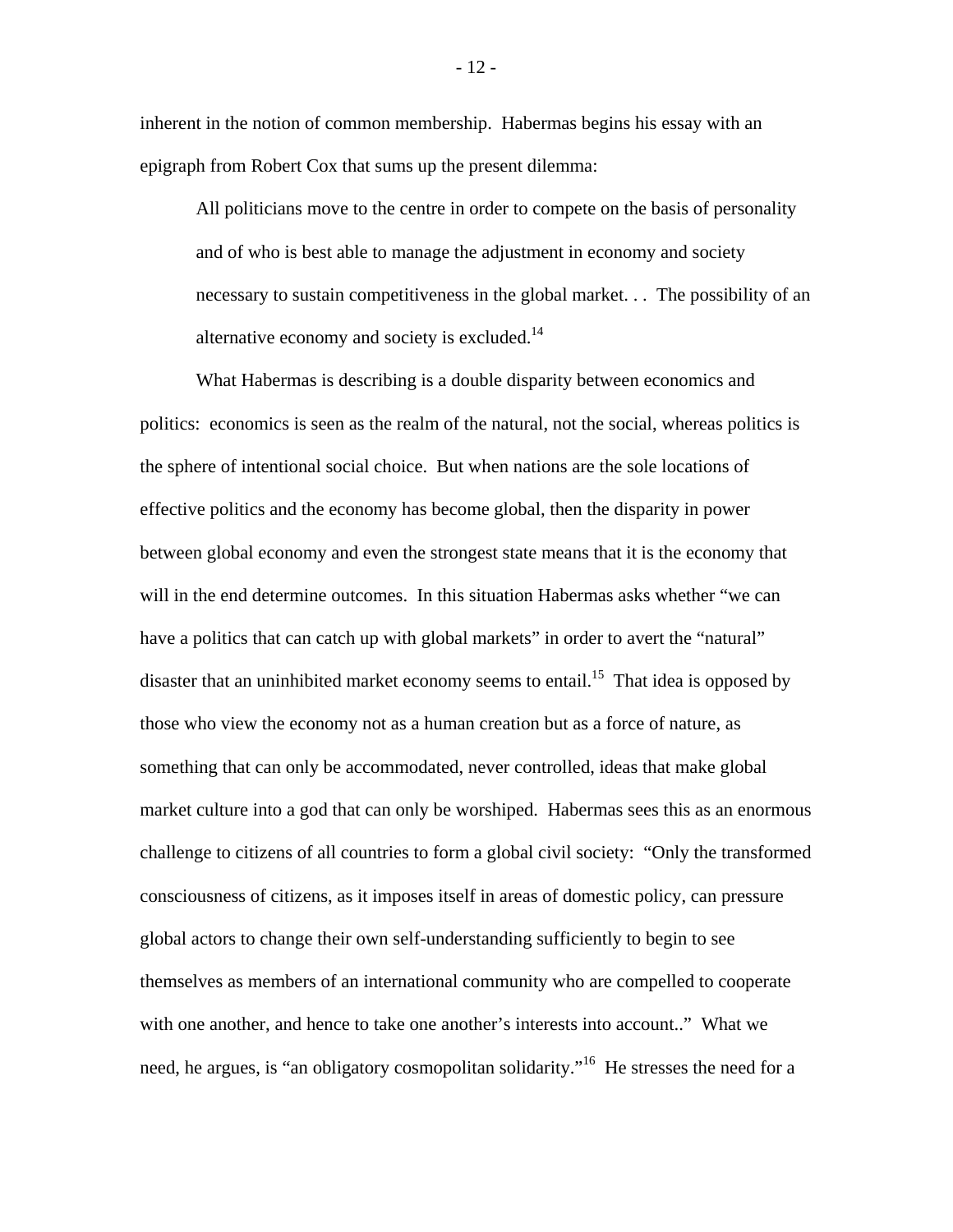inherent in the notion of common membership. Habermas begins his essay with an epigraph from Robert Cox that sums up the present dilemma:

> All politicians move to the centre in order to compete on the basis of personality and of who is best able to manage the adjustment in economy and society necessary to sustain competitiveness in the global market. . . The possibility of an alternative economy and society is excluded.[14]

What Habermas is describing is a double disparity between economics and politics: economics is seen as the realm of the natural, not the social, whereas politics is the sphere of intentional social choice. But when nations are the sole locations of effective politics and the economy has become global, then the disparity in power between global economy and even the strongest state means that it is the economy that will in the end determine outcomes. In this situation Habermas asks whether "we can have a politics that can catch up with global markets" in order to avert the "natural" disaster that an uninhibited market economy seems to entail.[15] That idea is opposed by those who view the economy not as a human creation but as a force of nature, as something that can only be accommodated, never controlled, ideas that make global market culture into a god that can only be worshiped. Habermas sees this as an enormous challenge to citizens of all countries to form a global civil society: "Only the transformed consciousness of citizens, as it imposes itself in areas of domestic policy, can pressure global actors to change their own self-understanding sufficiently to begin to see themselves as members of an international community who are compelled to cooperate with one another, and hence to take one another's interests into account.." What we need, he argues, is "an obligatory cosmopolitan solidarity."[16] He stresses the need for a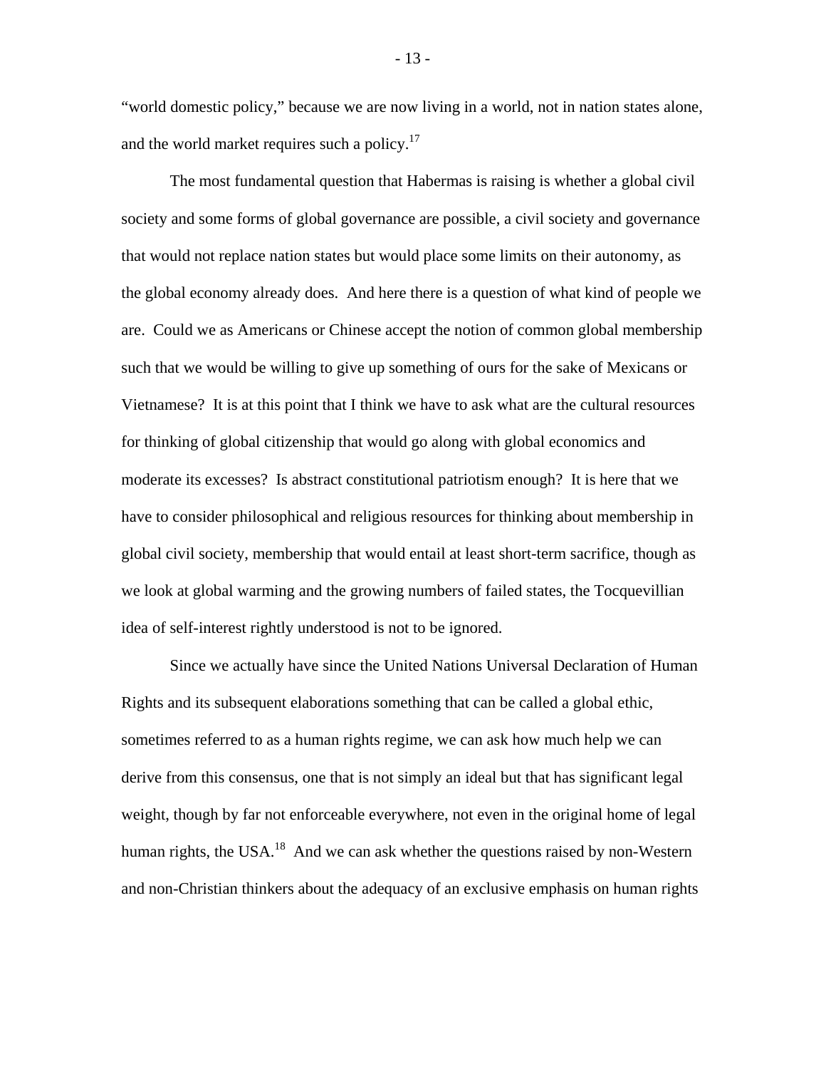"world domestic policy," because we are now living in a world, not in nation states alone, and the world market requires such a policy.[17]

The most fundamental question that Habermas is raising is whether a global civil society and some forms of global governance are possible, a civil society and governance that would not replace nation states but would place some limits on their autonomy, as the global economy already does. And here there is a question of what kind of people we are. Could we as Americans or Chinese accept the notion of common global membership such that we would be willing to give up something of ours for the sake of Mexicans or Vietnamese? It is at this point that I think we have to ask what are the cultural resources for thinking of global citizenship that would go along with global economics and moderate its excesses? Is abstract constitutional patriotism enough? It is here that we have to consider philosophical and religious resources for thinking about membership in global civil society, membership that would entail at least short-term sacrifice, though as we look at global warming and the growing numbers of failed states, the Tocquevillian idea of self-interest rightly understood is not to be ignored.

Since we actually have since the United Nations Universal Declaration of Human Rights and its subsequent elaborations something that can be called a global ethic, sometimes referred to as a human rights regime, we can ask how much help we can derive from this consensus, one that is not simply an ideal but that has significant legal weight, though by far not enforceable everywhere, not even in the original home of legal human rights, the USA.[18] And we can ask whether the questions raised by non-Western and non-Christian thinkers about the adequacy of an exclusive emphasis on human rights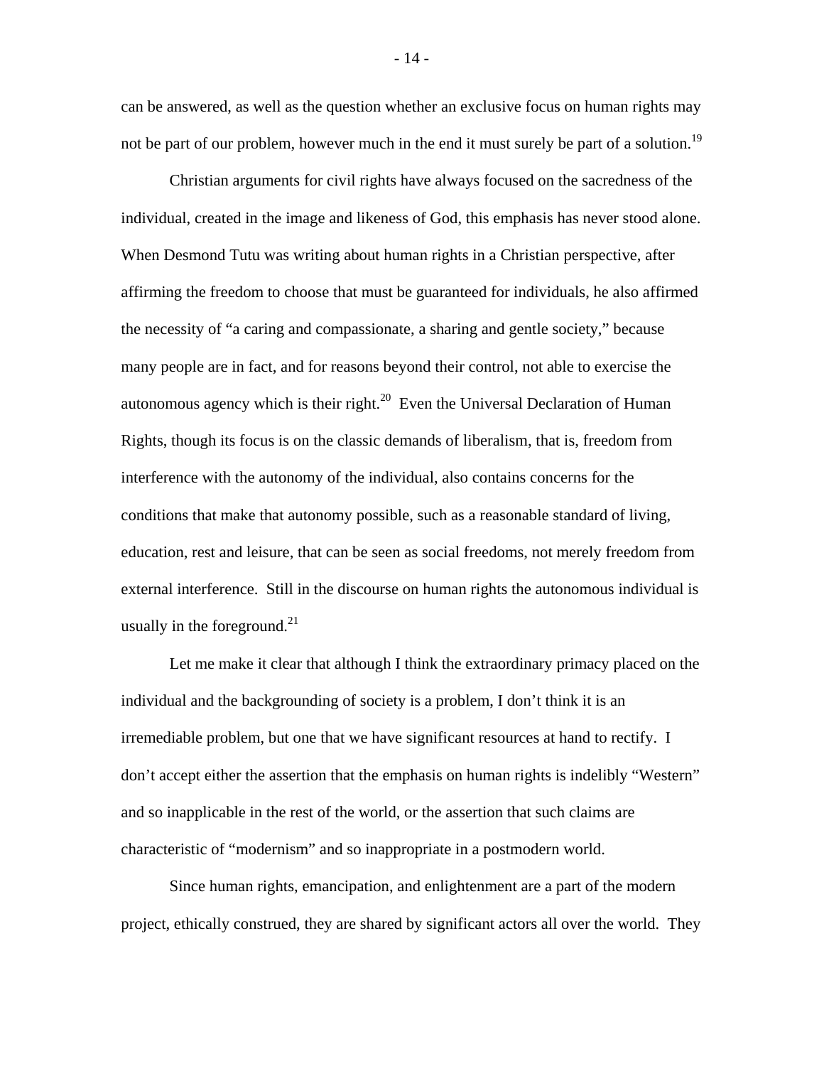can be answered, as well as the question whether an exclusive focus on human rights may not be part of our problem, however much in the end it must surely be part of a solution.[19]

Christian arguments for civil rights have always focused on the sacredness of the individual, created in the image and likeness of God, this emphasis has never stood alone. When Desmond Tutu was writing about human rights in a Christian perspective, after affirming the freedom to choose that must be guaranteed for individuals, he also affirmed the necessity of "a caring and compassionate, a sharing and gentle society," because many people are in fact, and for reasons beyond their control, not able to exercise the autonomous agency which is their right.[20] Even the Universal Declaration of Human Rights, though its focus is on the classic demands of liberalism, that is, freedom from interference with the autonomy of the individual, also contains concerns for the conditions that make that autonomy possible, such as a reasonable standard of living, education, rest and leisure, that can be seen as social freedoms, not merely freedom from external interference. Still in the discourse on human rights the autonomous individual is usually in the foreground.[21]

Let me make it clear that although I think the extraordinary primacy placed on the individual and the backgrounding of society is a problem, I don't think it is an irremediable problem, but one that we have significant resources at hand to rectify. I don't accept either the assertion that the emphasis on human rights is indelibly "Western" and so inapplicable in the rest of the world, or the assertion that such claims are characteristic of "modernism" and so inappropriate in a postmodern world.

Since human rights, emancipation, and enlightenment are a part of the modern project, ethically construed, they are shared by significant actors all over the world. They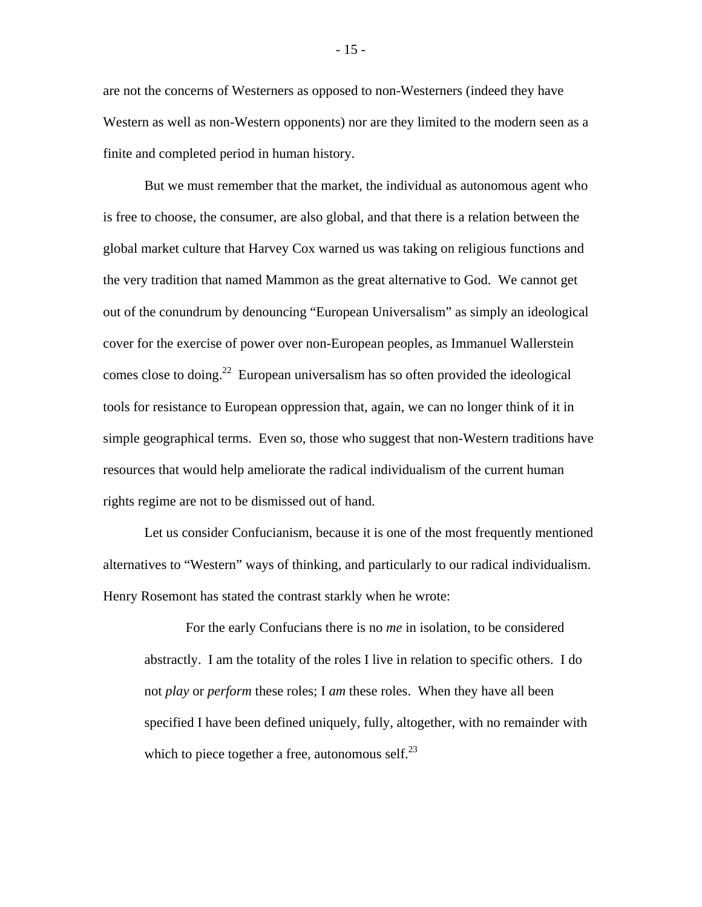are not the concerns of Westerners as opposed to non-Westerners (indeed they have Western as well as non-Western opponents) nor are they limited to the modern seen as a finite and completed period in human history.

But we must remember that the market, the individual as autonomous agent who is free to choose, the consumer, are also global, and that there is a relation between the global market culture that Harvey Cox warned us was taking on religious functions and the very tradition that named Mammon as the great alternative to God. We cannot get out of the conundrum by denouncing "European Universalism" as simply an ideological cover for the exercise of power over non-European peoples, as Immanuel Wallerstein comes close to doing.[22] European universalism has so often provided the ideological tools for resistance to European oppression that, again, we can no longer think of it in simple geographical terms. Even so, those who suggest that non-Western traditions have resources that would help ameliorate the radical individualism of the current human rights regime are not to be dismissed out of hand.

Let us consider Confucianism, because it is one of the most frequently mentioned alternatives to "Western" ways of thinking, and particularly to our radical individualism. Henry Rosemont has stated the contrast starkly when he wrote:

> For the early Confucians there is no *me* in isolation, to be considered abstractly. I am the totality of the roles I live in relation to specific others. I do not *play* or *perform* these roles; I *am* these roles. When they have all been specified I have been defined uniquely, fully, altogether, with no remainder with which to piece together a free, autonomous self.[23]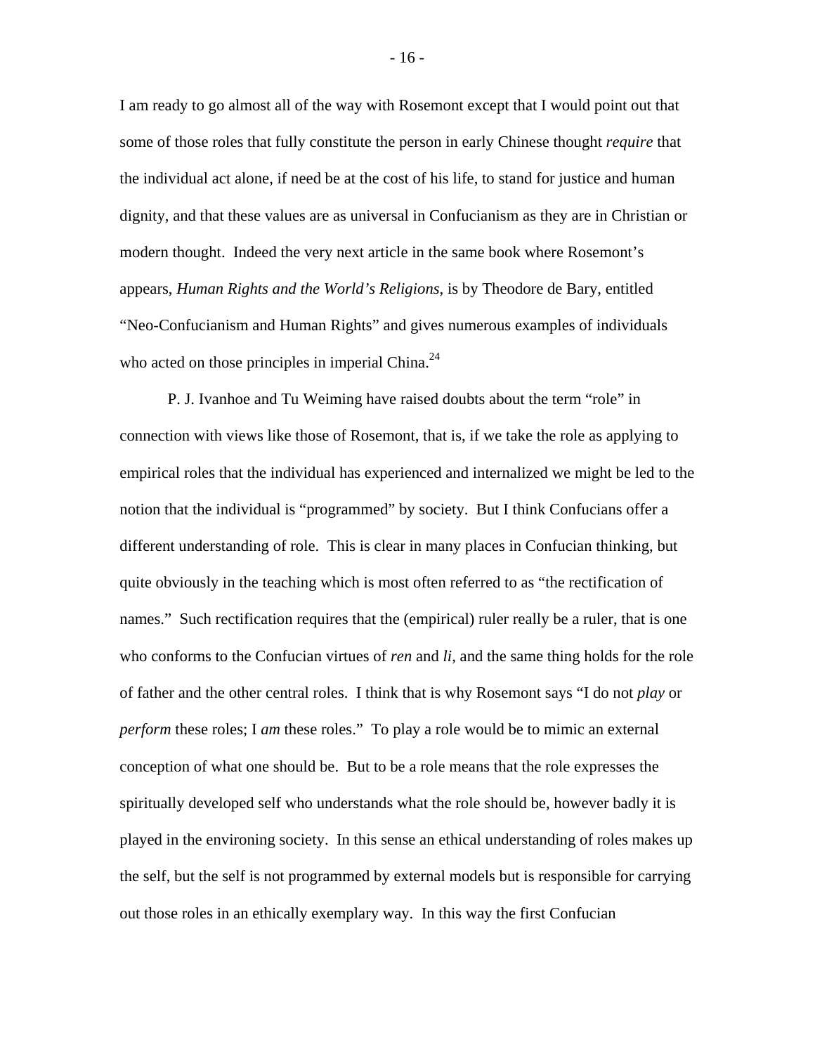I am ready to go almost all of the way with Rosemont except that I would point out that some of those roles that fully constitute the person in early Chinese thought *require* that the individual act alone, if need be at the cost of his life, to stand for justice and human dignity, and that these values are as universal in Confucianism as they are in Christian or modern thought. Indeed the very next article in the same book where Rosemont's appears, *Human Rights and the World's Religions*, is by Theodore de Bary, entitled "Neo-Confucianism and Human Rights" and gives numerous examples of individuals who acted on those principles in imperial China.[24]

P. J. Ivanhoe and Tu Weiming have raised doubts about the term "role" in connection with views like those of Rosemont, that is, if we take the role as applying to empirical roles that the individual has experienced and internalized we might be led to the notion that the individual is "programmed" by society. But I think Confucians offer a different understanding of role. This is clear in many places in Confucian thinking, but quite obviously in the teaching which is most often referred to as "the rectification of names." Such rectification requires that the (empirical) ruler really be a ruler, that is one who conforms to the Confucian virtues of *ren* and *li*, and the same thing holds for the role of father and the other central roles. I think that is why Rosemont says "I do not *play* or *perform* these roles; I *am* these roles." To play a role would be to mimic an external conception of what one should be. But to be a role means that the role expresses the spiritually developed self who understands what the role should be, however badly it is played in the environing society. In this sense an ethical understanding of roles makes up the self, but the self is not programmed by external models but is responsible for carrying out those roles in an ethically exemplary way. In this way the first Confucian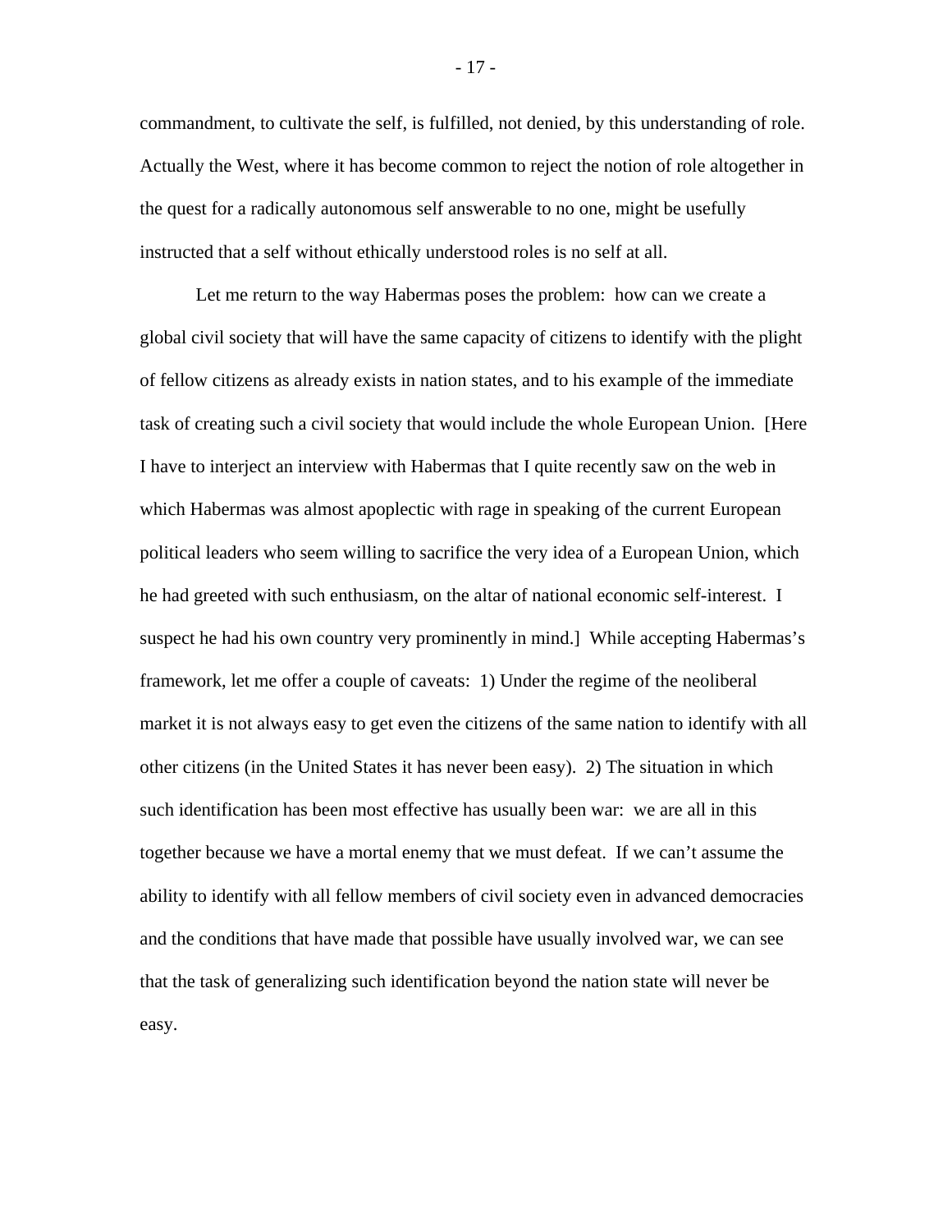commandment, to cultivate the self, is fulfilled, not denied, by this understanding of role. Actually the West, where it has become common to reject the notion of role altogether in the quest for a radically autonomous self answerable to no one, might be usefully instructed that a self without ethically understood roles is no self at all.

Let me return to the way Habermas poses the problem: how can we create a global civil society that will have the same capacity of citizens to identify with the plight of fellow citizens as already exists in nation states, and to his example of the immediate task of creating such a civil society that would include the whole European Union. [Here I have to interject an interview with Habermas that I quite recently saw on the web in which Habermas was almost apoplectic with rage in speaking of the current European political leaders who seem willing to sacrifice the very idea of a European Union, which he had greeted with such enthusiasm, on the altar of national economic self-interest. I suspect he had his own country very prominently in mind.] While accepting Habermas's framework, let me offer a couple of caveats: 1) Under the regime of the neoliberal market it is not always easy to get even the citizens of the same nation to identify with all other citizens (in the United States it has never been easy). 2) The situation in which such identification has been most effective has usually been war: we are all in this together because we have a mortal enemy that we must defeat. If we can't assume the ability to identify with all fellow members of civil society even in advanced democracies and the conditions that have made that possible have usually involved war, we can see that the task of generalizing such identification beyond the nation state will never be easy.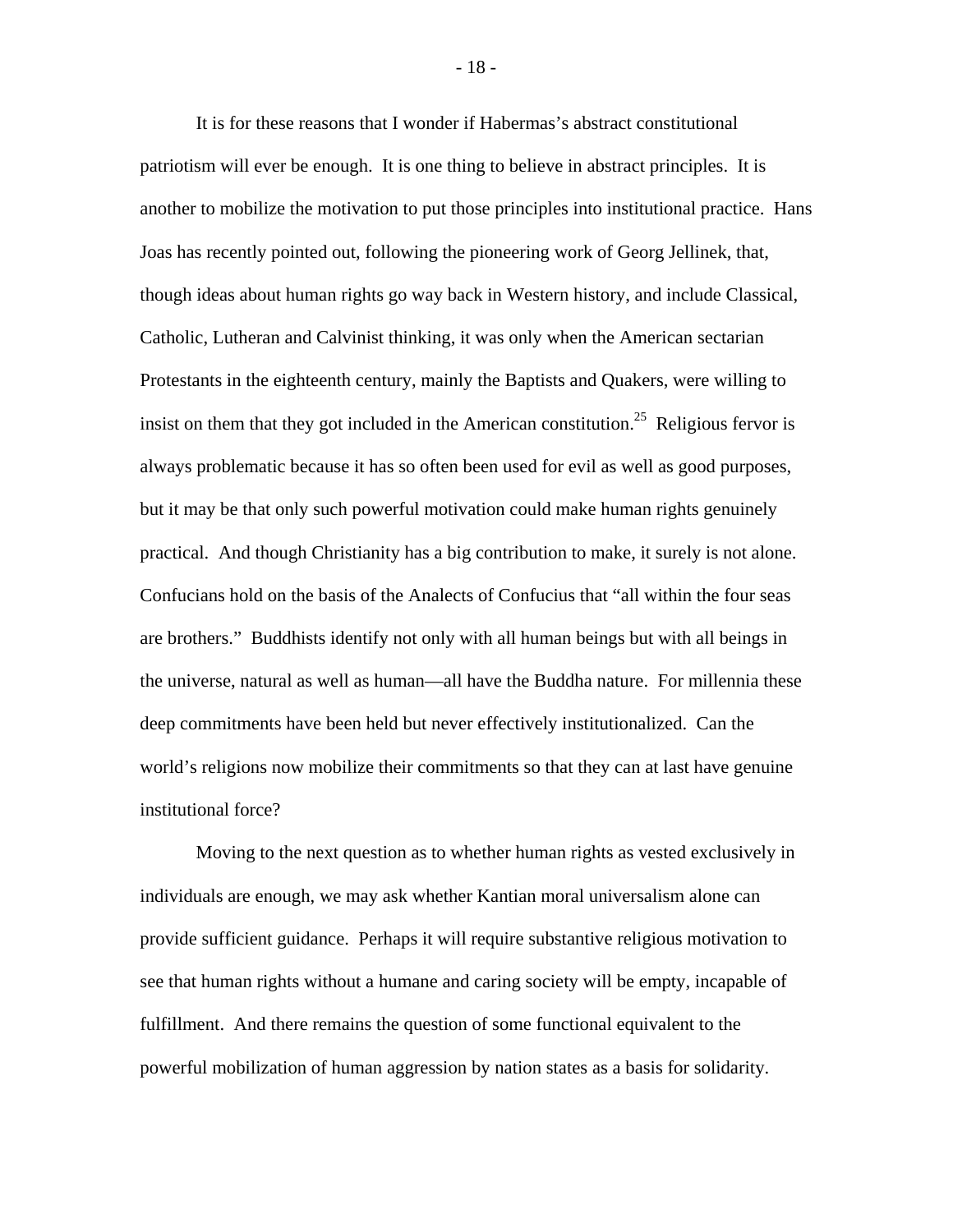It is for these reasons that I wonder if Habermas's abstract constitutional patriotism will ever be enough. It is one thing to believe in abstract principles. It is another to mobilize the motivation to put those principles into institutional practice. Hans Joas has recently pointed out, following the pioneering work of Georg Jellinek, that, though ideas about human rights go way back in Western history, and include Classical, Catholic, Lutheran and Calvinist thinking, it was only when the American sectarian Protestants in the eighteenth century, mainly the Baptists and Quakers, were willing to insist on them that they got included in the American constitution.[25] Religious fervor is always problematic because it has so often been used for evil as well as good purposes, but it may be that only such powerful motivation could make human rights genuinely practical. And though Christianity has a big contribution to make, it surely is not alone. Confucians hold on the basis of the Analects of Confucius that "all within the four seas are brothers." Buddhists identify not only with all human beings but with all beings in the universe, natural as well as human—all have the Buddha nature. For millennia these deep commitments have been held but never effectively institutionalized. Can the world's religions now mobilize their commitments so that they can at last have genuine institutional force?

Moving to the next question as to whether human rights as vested exclusively in individuals are enough, we may ask whether Kantian moral universalism alone can provide sufficient guidance. Perhaps it will require substantive religious motivation to see that human rights without a humane and caring society will be empty, incapable of fulfillment. And there remains the question of some functional equivalent to the powerful mobilization of human aggression by nation states as a basis for solidarity.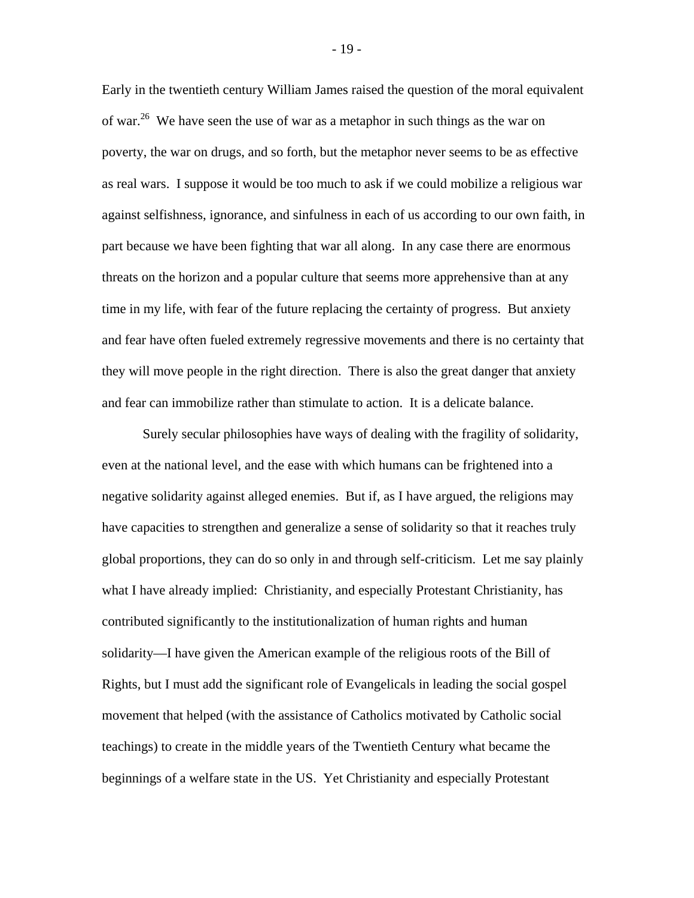Early in the twentieth century William James raised the question of the moral equivalent of war.[26] We have seen the use of war as a metaphor in such things as the war on poverty, the war on drugs, and so forth, but the metaphor never seems to be as effective as real wars. I suppose it would be too much to ask if we could mobilize a religious war against selfishness, ignorance, and sinfulness in each of us according to our own faith, in part because we have been fighting that war all along. In any case there are enormous threats on the horizon and a popular culture that seems more apprehensive than at any time in my life, with fear of the future replacing the certainty of progress. But anxiety and fear have often fueled extremely regressive movements and there is no certainty that they will move people in the right direction. There is also the great danger that anxiety and fear can immobilize rather than stimulate to action. It is a delicate balance.

Surely secular philosophies have ways of dealing with the fragility of solidarity, even at the national level, and the ease with which humans can be frightened into a negative solidarity against alleged enemies. But if, as I have argued, the religions may have capacities to strengthen and generalize a sense of solidarity so that it reaches truly global proportions, they can do so only in and through self-criticism. Let me say plainly what I have already implied: Christianity, and especially Protestant Christianity, has contributed significantly to the institutionalization of human rights and human solidarity—I have given the American example of the religious roots of the Bill of Rights, but I must add the significant role of Evangelicals in leading the social gospel movement that helped (with the assistance of Catholics motivated by Catholic social teachings) to create in the middle years of the Twentieth Century what became the beginnings of a welfare state in the US. Yet Christianity and especially Protestant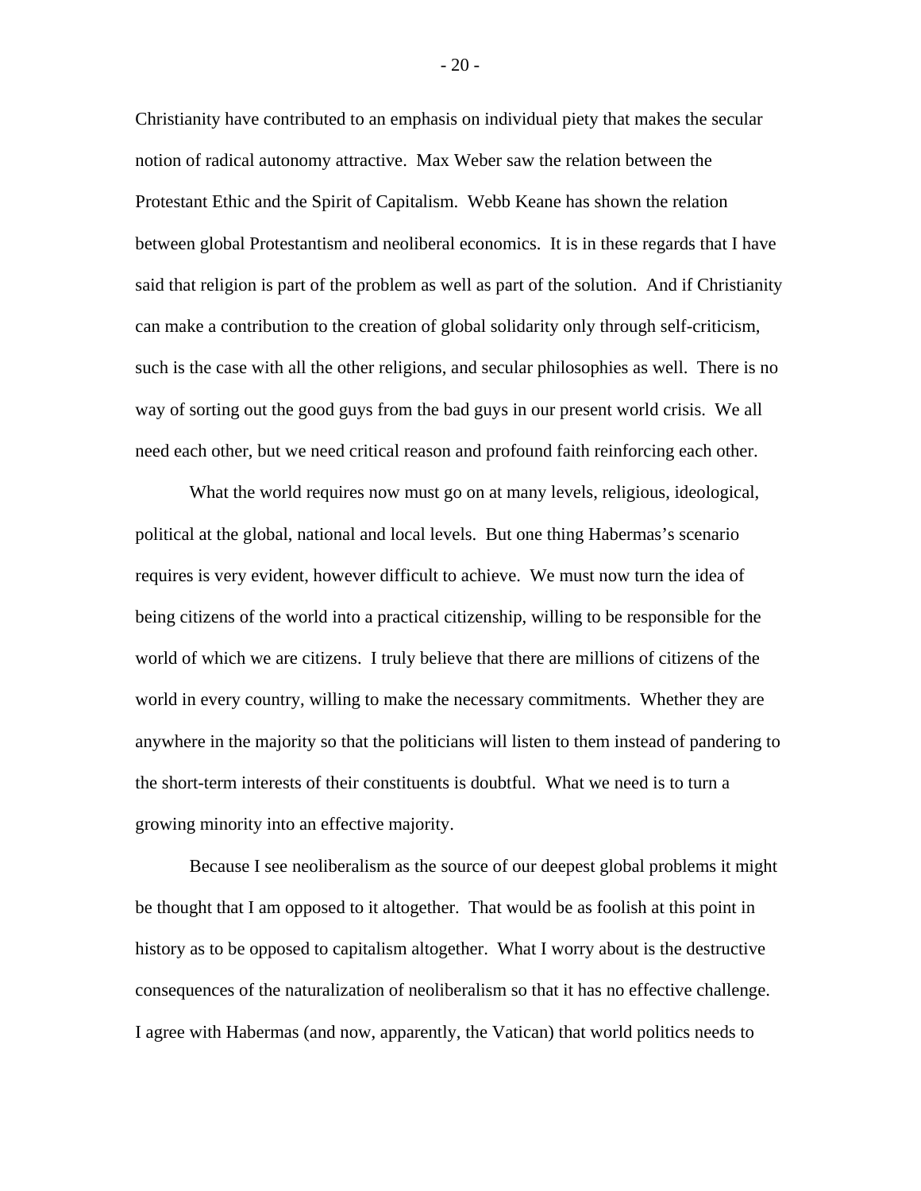Christianity have contributed to an emphasis on individual piety that makes the secular notion of radical autonomy attractive. Max Weber saw the relation between the Protestant Ethic and the Spirit of Capitalism. Webb Keane has shown the relation between global Protestantism and neoliberal economics. It is in these regards that I have said that religion is part of the problem as well as part of the solution. And if Christianity can make a contribution to the creation of global solidarity only through self-criticism, such is the case with all the other religions, and secular philosophies as well. There is no way of sorting out the good guys from the bad guys in our present world crisis. We all need each other, but we need critical reason and profound faith reinforcing each other.

What the world requires now must go on at many levels, religious, ideological, political at the global, national and local levels. But one thing Habermas's scenario requires is very evident, however difficult to achieve. We must now turn the idea of being citizens of the world into a practical citizenship, willing to be responsible for the world of which we are citizens. I truly believe that there are millions of citizens of the world in every country, willing to make the necessary commitments. Whether they are anywhere in the majority so that the politicians will listen to them instead of pandering to the short-term interests of their constituents is doubtful. What we need is to turn a growing minority into an effective majority.

Because I see neoliberalism as the source of our deepest global problems it might be thought that I am opposed to it altogether. That would be as foolish at this point in history as to be opposed to capitalism altogether. What I worry about is the destructive consequences of the naturalization of neoliberalism so that it has no effective challenge. I agree with Habermas (and now, apparently, the Vatican) that world politics needs to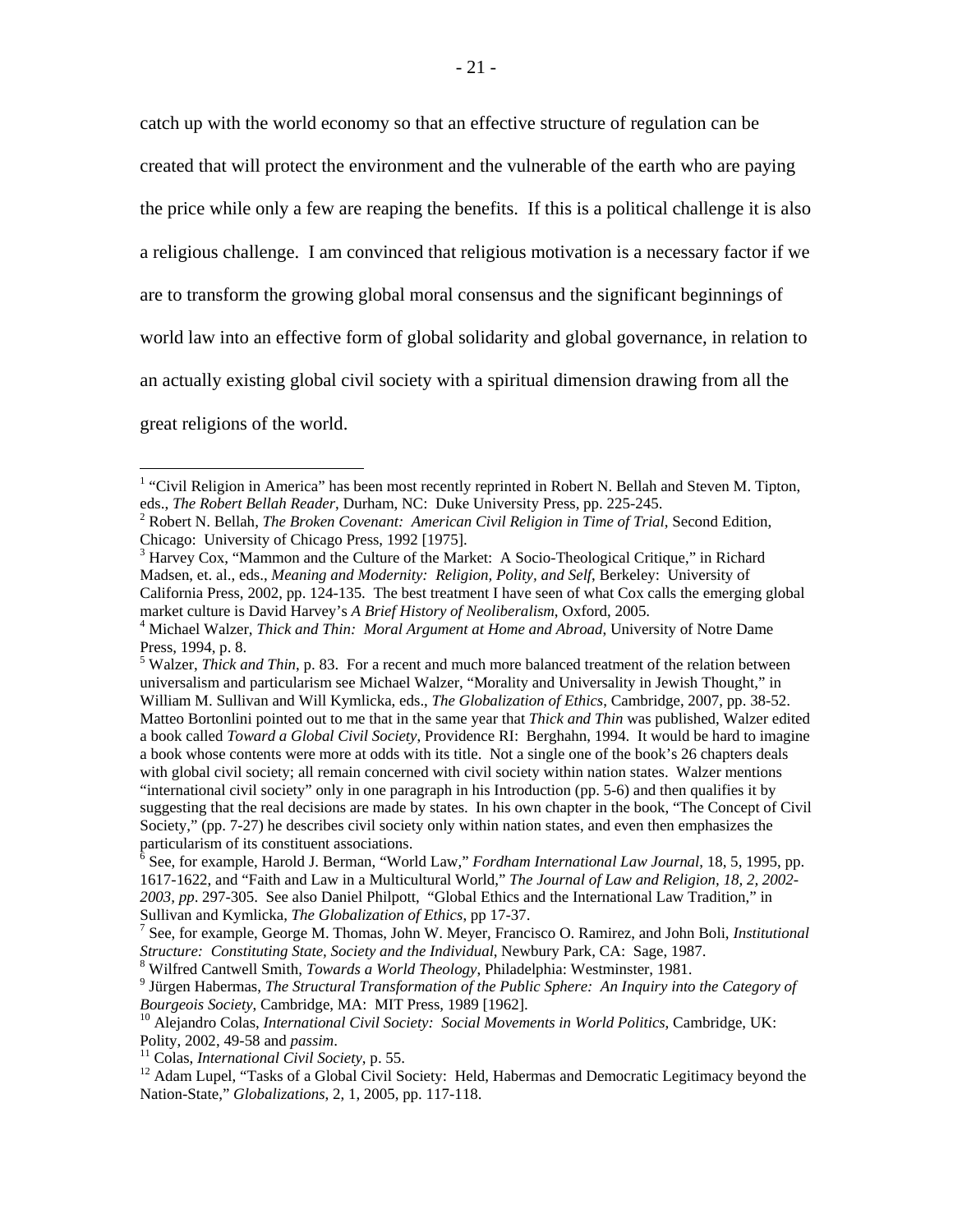catch up with the world economy so that an effective structure of regulation can be created that will protect the environment and the vulnerable of the earth who are paying the price while only a few are reaping the benefits. If this is a political challenge it is also a religious challenge. I am convinced that religious motivation is a necessary factor if we are to transform the growing global moral consensus and the significant beginnings of world law into an effective form of global solidarity and global governance, in relation to an actually existing global civil society with a spiritual dimension drawing from all the great religions of the world.

---

[1] "Civil Religion in America" has been most recently reprinted in Robert N. Bellah and Steven M. Tipton, eds., *The Robert Bellah Reader*, Durham, NC: Duke University Press, pp. 225-245.

[2] Robert N. Bellah, *The Broken Covenant: American Civil Religion in Time of Trial*, Second Edition, Chicago: University of Chicago Press, 1992 [1975].

[3] Harvey Cox, "Mammon and the Culture of the Market: A Socio-Theological Critique," in Richard Madsen, et. al., eds., *Meaning and Modernity: Religion, Polity, and Self*, Berkeley: University of California Press, 2002, pp. 124-135. The best treatment I have seen of what Cox calls the emerging global market culture is David Harvey's *A Brief History of Neoliberalism*, Oxford, 2005.

[4] Michael Walzer, *Thick and Thin: Moral Argument at Home and Abroad*, University of Notre Dame Press, 1994, p. 8.

[5] Walzer, *Thick and Thin*, p. 83. For a recent and much more balanced treatment of the relation between universalism and particularism see Michael Walzer, "Morality and Universality in Jewish Thought," in William M. Sullivan and Will Kymlicka, eds., *The Globalization of Ethics*, Cambridge, 2007, pp. 38-52. Matteo Bortonlini pointed out to me that in the same year that *Thick and Thin* was published, Walzer edited a book called *Toward a Global Civil Society*, Providence RI: Berghahn, 1994. It would be hard to imagine a book whose contents were more at odds with its title. Not a single one of the book's 26 chapters deals with global civil society; all remain concerned with civil society within nation states. Walzer mentions "international civil society" only in one paragraph in his Introduction (pp. 5-6) and then qualifies it by suggesting that the real decisions are made by states. In his own chapter in the book, "The Concept of Civil Society," (pp. 7-27) he describes civil society only within nation states, and even then emphasizes the particularism of its constituent associations.

[6] See, for example, Harold J. Berman, "World Law," *Fordham International Law Journal*, 18, 5, 1995, pp. 1617-1622, and "Faith and Law in a Multicultural World," *The Journal of Law and Religion, 18, 2, 2002-2003, pp*. 297-305. See also Daniel Philpott, "Global Ethics and the International Law Tradition," in Sullivan and Kymlicka, *The Globalization of Ethics*, pp 17-37.

[7] See, for example, George M. Thomas, John W. Meyer, Francisco O. Ramirez, and John Boli, *Institutional Structure: Constituting State, Society and the Individual*, Newbury Park, CA: Sage, 1987.

[8] Wilfred Cantwell Smith, *Towards a World Theology*, Philadelphia: Westminster, 1981.

[9] Jürgen Habermas, *The Structural Transformation of the Public Sphere: An Inquiry into the Category of Bourgeois Society*, Cambridge, MA: MIT Press, 1989 [1962].

[10] Alejandro Colas, *International Civil Society: Social Movements in World Politics*, Cambridge, UK: Polity, 2002, 49-58 and *passim*.

[11] Colas, *International Civil Society*, p. 55.

[12] Adam Lupel, "Tasks of a Global Civil Society: Held, Habermas and Democratic Legitimacy beyond the Nation-State," *Globalizations*, 2, 1, 2005, pp. 117-118.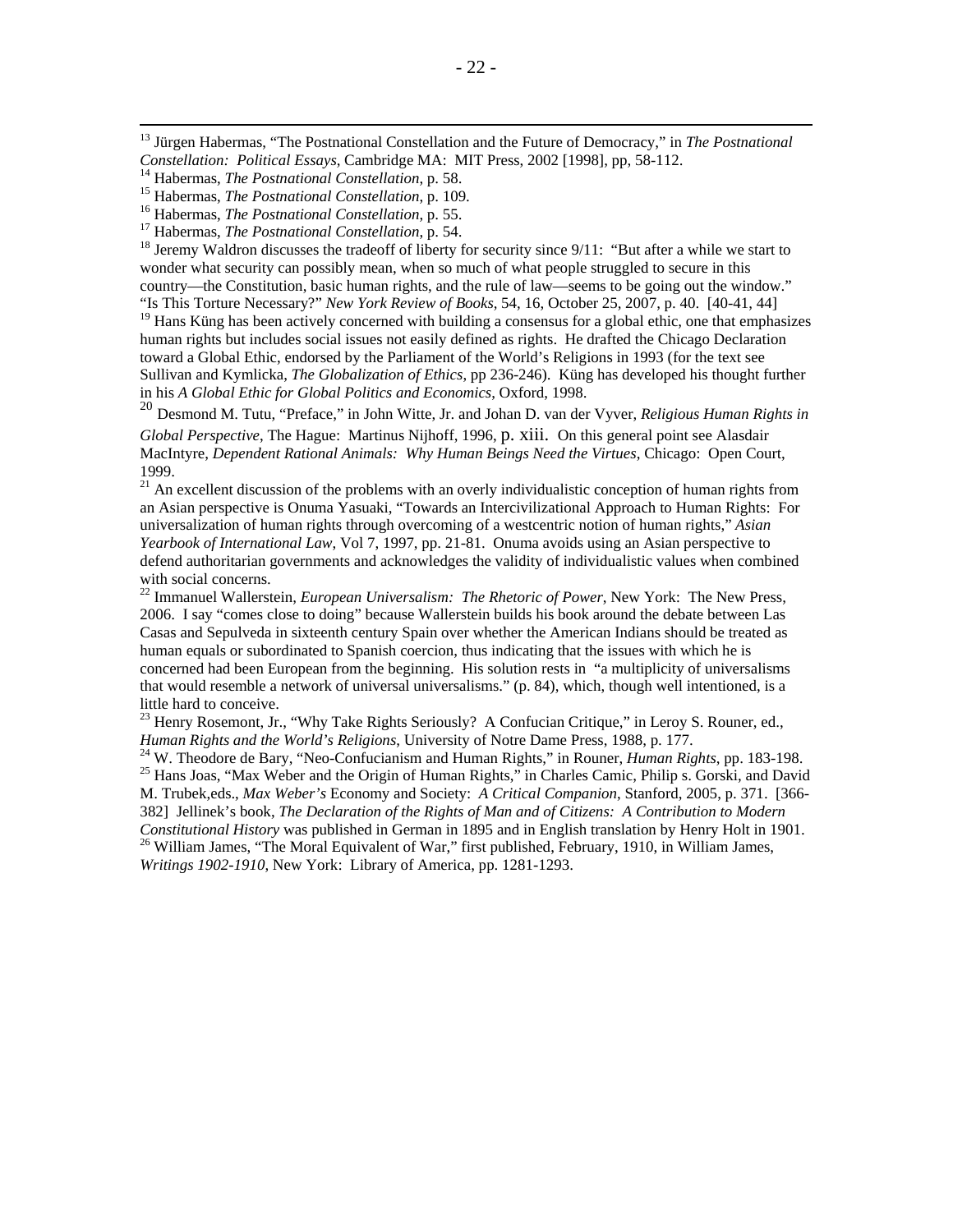[13] Jürgen Habermas, "The Postnational Constellation and the Future of Democracy," in *The Postnational Constellation: Political Essays*, Cambridge MA: MIT Press, 2002 [1998], pp, 58-112.

[14] Habermas, *The Postnational Constellation*, p. 58.

[15] Habermas, *The Postnational Constellation*, p. 109.

[16] Habermas, *The Postnational Constellation*, p. 55.

[17] Habermas, *The Postnational Constellation*, p. 54.

[18] Jeremy Waldron discusses the tradeoff of liberty for security since 9/11: "But after a while we start to wonder what security can possibly mean, when so much of what people struggled to secure in this country—the Constitution, basic human rights, and the rule of law—seems to be going out the window." "Is This Torture Necessary?" *New York Review of Books*, 54, 16, October 25, 2007, p. 40. [40-41, 44]

[19] Hans Küng has been actively concerned with building a consensus for a global ethic, one that emphasizes human rights but includes social issues not easily defined as rights. He drafted the Chicago Declaration toward a Global Ethic, endorsed by the Parliament of the World's Religions in 1993 (for the text see Sullivan and Kymlicka, *The Globalization of Ethics*, pp 236-246). Küng has developed his thought further in his *A Global Ethic for Global Politics and Economics*, Oxford, 1998.

[20] Desmond M. Tutu, "Preface," in John Witte, Jr. and Johan D. van der Vyver, *Religious Human Rights in Global Perspective*, The Hague: Martinus Nijhoff, 1996, p. xiii. On this general point see Alasdair MacIntyre, *Dependent Rational Animals: Why Human Beings Need the Virtues*, Chicago: Open Court, 1999.

[21] An excellent discussion of the problems with an overly individualistic conception of human rights from an Asian perspective is Onuma Yasuaki, "Towards an Intercivilizational Approach to Human Rights: For universalization of human rights through overcoming of a westcentric notion of human rights," *Asian Yearbook of International Law*, Vol 7, 1997, pp. 21-81. Onuma avoids using an Asian perspective to defend authoritarian governments and acknowledges the validity of individualistic values when combined with social concerns.

[22] Immanuel Wallerstein, *European Universalism: The Rhetoric of Power*, New York: The New Press, 2006. I say "comes close to doing" because Wallerstein builds his book around the debate between Las Casas and Sepulveda in sixteenth century Spain over whether the American Indians should be treated as human equals or subordinated to Spanish coercion, thus indicating that the issues with which he is concerned had been European from the beginning. His solution rests in "a multiplicity of universalisms that would resemble a network of universal universalisms." (p. 84), which, though well intentioned, is a little hard to conceive.

[23] Henry Rosemont, Jr., "Why Take Rights Seriously? A Confucian Critique," in Leroy S. Rouner, ed., *Human Rights and the World's Religions*, University of Notre Dame Press, 1988, p. 177.

[24] W. Theodore de Bary, "Neo-Confucianism and Human Rights," in Rouner, *Human Rights*, pp. 183-198.

[25] Hans Joas, "Max Weber and the Origin of Human Rights," in Charles Camic, Philip s. Gorski, and David M. Trubek,eds., *Max Weber's* Economy and Society: *A Critical Companion*, Stanford, 2005, p. 371. [366-382] Jellinek's book, *The Declaration of the Rights of Man and of Citizens: A Contribution to Modern Constitutional History* was published in German in 1895 and in English translation by Henry Holt in 1901.

[26] William James, "The Moral Equivalent of War," first published, February, 1910, in William James, *Writings 1902-1910*, New York: Library of America, pp. 1281-1293.